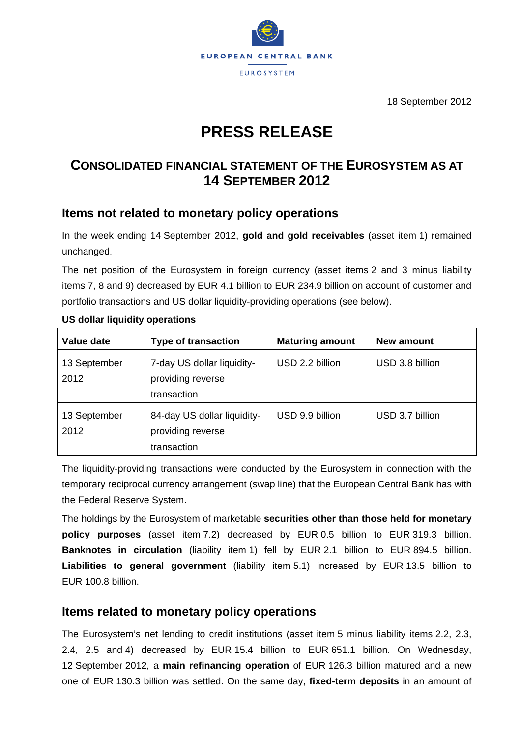EUROPEAN CENTRAL BANK

EUROSYSTEM

18 September 2012

# PRESS RELEASE

## CONSOLIDATED FINANCIAL STATEMENT OF THE EUROSYSTEM AS AT 14 SEPTEMBER 2012

### Items not related to monetary policy operations

In the week ending 14 September 2012, **gold and gold receivables** (asset item 1) remained unchanged.

The net position of the Eurosystem in foreign currency (asset items 2 and 3 minus liability items 7, 8 and 9) decreased by EUR 4.1 billion to EUR 234.9 billion on account of customer and portfolio transactions and US dollar liquidity-providing operations (see below).

**US dollar liquidity operations**

| Value date | Type of transaction | Maturing amount | New amount |
|---|---|---|---|
| 13 September 2012 | 7-day US dollar liquidity-providing reverse transaction | USD 2.2 billion | USD 3.8 billion |
| 13 September 2012 | 84-day US dollar liquidity-providing reverse transaction | USD 9.9 billion | USD 3.7 billion |

The liquidity-providing transactions were conducted by the Eurosystem in connection with the temporary reciprocal currency arrangement (swap line) that the European Central Bank has with the Federal Reserve System.

The holdings by the Eurosystem of marketable **securities other than those held for monetary policy purposes** (asset item 7.2) decreased by EUR 0.5 billion to EUR 319.3 billion. **Banknotes in circulation** (liability item 1) fell by EUR 2.1 billion to EUR 894.5 billion. **Liabilities to general government** (liability item 5.1) increased by EUR 13.5 billion to EUR 100.8 billion.

### Items related to monetary policy operations

The Eurosystem's net lending to credit institutions (asset item 5 minus liability items 2.2, 2.3, 2.4, 2.5 and 4) decreased by EUR 15.4 billion to EUR 651.1 billion. On Wednesday, 12 September 2012, a **main refinancing operation** of EUR 126.3 billion matured and a new one of EUR 130.3 billion was settled. On the same day, **fixed-term deposits** in an amount of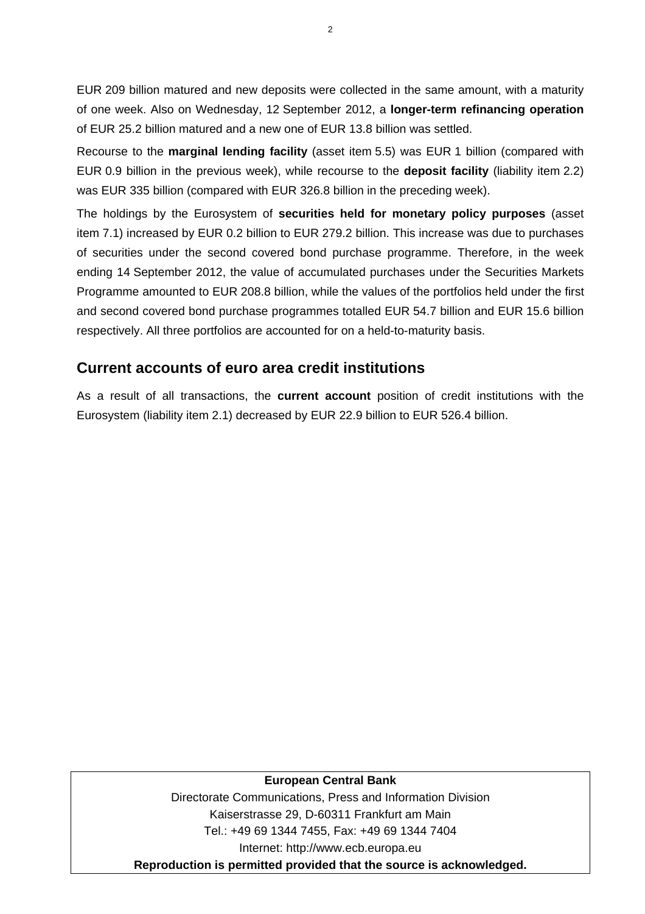EUR 209 billion matured and new deposits were collected in the same amount, with a maturity of one week. Also on Wednesday, 12 September 2012, a **longer-term refinancing operation** of EUR 25.2 billion matured and a new one of EUR 13.8 billion was settled.

Recourse to the **marginal lending facility** (asset item 5.5) was EUR 1 billion (compared with EUR 0.9 billion in the previous week), while recourse to the **deposit facility** (liability item 2.2) was EUR 335 billion (compared with EUR 326.8 billion in the preceding week).

The holdings by the Eurosystem of **securities held for monetary policy purposes** (asset item 7.1) increased by EUR 0.2 billion to EUR 279.2 billion. This increase was due to purchases of securities under the second covered bond purchase programme. Therefore, in the week ending 14 September 2012, the value of accumulated purchases under the Securities Markets Programme amounted to EUR 208.8 billion, while the values of the portfolios held under the first and second covered bond purchase programmes totalled EUR 54.7 billion and EUR 15.6 billion respectively. All three portfolios are accounted for on a held-to-maturity basis.

## Current accounts of euro area credit institutions

As a result of all transactions, the **current account** position of credit institutions with the Eurosystem (liability item 2.1) decreased by EUR 22.9 billion to EUR 526.4 billion.

**European Central Bank**

Directorate Communications, Press and Information Division

Kaiserstrasse 29, D-60311 Frankfurt am Main

Tel.: +49 69 1344 7455, Fax: +49 69 1344 7404

Internet: http://www.ecb.europa.eu

**Reproduction is permitted provided that the source is acknowledged.**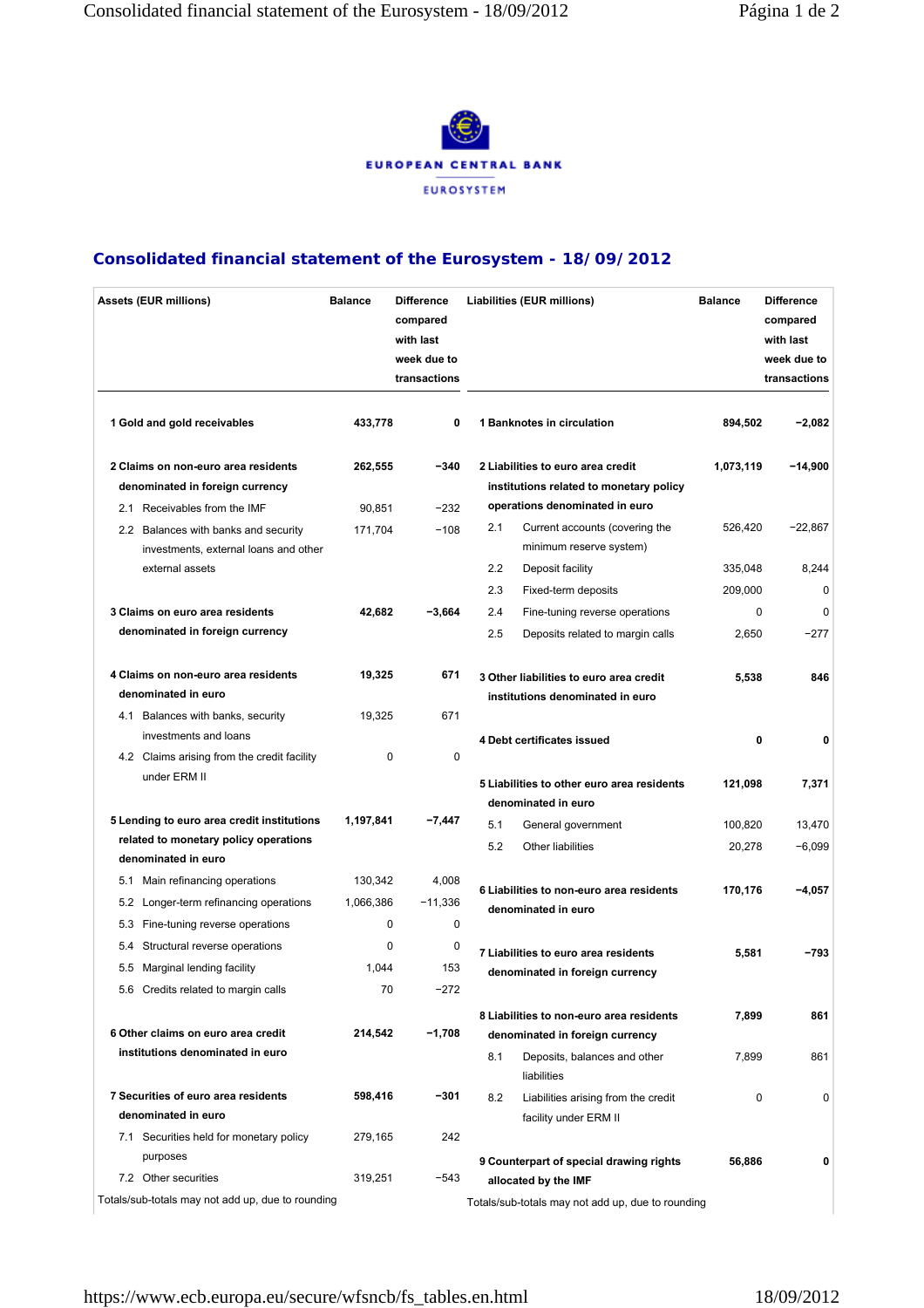EUROPEAN CENTRAL BANK

EUROSYSTEM

# Consolidated financial statement of the Eurosystem - 18/09/2012

| Assets (EUR millions) | Balance | Difference compared with last week due to transactions |
|---|---|---|
| **1 Gold and gold receivables** | **433,778** | **0** |
| **2 Claims on non-euro area residents denominated in foreign currency** | **262,555** | **−340** |
| 2.1 Receivables from the IMF | 90,851 | −232 |
| 2.2 Balances with banks and security investments, external loans and other external assets | 171,704 | −108 |
| **3 Claims on euro area residents denominated in foreign currency** | **42,682** | **−3,664** |
| **4 Claims on non-euro area residents denominated in euro** | **19,325** | **671** |
| 4.1 Balances with banks, security investments and loans | 19,325 | 671 |
| 4.2 Claims arising from the credit facility under ERM II | 0 | 0 |
| **5 Lending to euro area credit institutions related to monetary policy operations denominated in euro** | **1,197,841** | **−7,447** |
| 5.1 Main refinancing operations | 130,342 | 4,008 |
| 5.2 Longer-term refinancing operations | 1,066,386 | −11,336 |
| 5.3 Fine-tuning reverse operations | 0 | 0 |
| 5.4 Structural reverse operations | 0 | 0 |
| 5.5 Marginal lending facility | 1,044 | 153 |
| 5.6 Credits related to margin calls | 70 | −272 |
| **6 Other claims on euro area credit institutions denominated in euro** | **214,542** | **−1,708** |
| **7 Securities of euro area residents denominated in euro** | **598,416** | **−301** |
| 7.1 Securities held for monetary policy purposes | 279,165 | 242 |
| 7.2 Other securities | 319,251 | −543 |

Totals/sub-totals may not add up, due to rounding

| Liabilities (EUR millions) | Balance | Difference compared with last week due to transactions |
|---|---|---|
| **1 Banknotes in circulation** | **894,502** | **−2,082** |
| **2 Liabilities to euro area credit institutions related to monetary policy operations denominated in euro** | **1,073,119** | **−14,900** |
| 2.1 Current accounts (covering the minimum reserve system) | 526,420 | −22,867 |
| 2.2 Deposit facility | 335,048 | 8,244 |
| 2.3 Fixed-term deposits | 209,000 | 0 |
| 2.4 Fine-tuning reverse operations | 0 | 0 |
| 2.5 Deposits related to margin calls | 2,650 | −277 |
| **3 Other liabilities to euro area credit institutions denominated in euro** | **5,538** | **846** |
| **4 Debt certificates issued** | **0** | **0** |
| **5 Liabilities to other euro area residents denominated in euro** | **121,098** | **7,371** |
| 5.1 General government | 100,820 | 13,470 |
| 5.2 Other liabilities | 20,278 | −6,099 |
| **6 Liabilities to non-euro area residents denominated in euro** | **170,176** | **−4,057** |
| **7 Liabilities to euro area residents denominated in foreign currency** | **5,581** | **−793** |
| **8 Liabilities to non-euro area residents denominated in foreign currency** | **7,899** | **861** |
| 8.1 Deposits, balances and other liabilities | 7,899 | 861 |
| 8.2 Liabilities arising from the credit facility under ERM II | 0 | 0 |
| **9 Counterpart of special drawing rights allocated by the IMF** | **56,886** | **0** |

Totals/sub-totals may not add up, due to rounding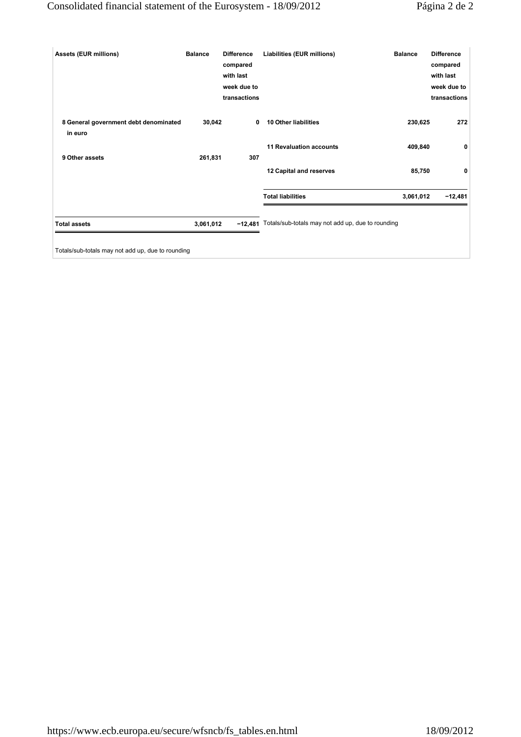| Assets (EUR millions) | Balance | Difference compared with last week due to transactions | Liabilities (EUR millions) | Balance | Difference compared with last week due to transactions |
|---|---|---|---|---|---|
| 8 General government debt denominated in euro | 30,042 | 0 | 10 Other liabilities | 230,625 | 272 |
| | | | 11 Revaluation accounts | 409,840 | 0 |
| 9 Other assets | 261,831 | 307 | | | |
| | | | 12 Capital and reserves | 85,750 | 0 |
| | | | Total liabilities | 3,061,012 | −12,481 |
| Total assets | 3,061,012 | −12,481 | Totals/sub-totals may not add up, due to rounding | | |

Totals/sub-totals may not add up, due to rounding